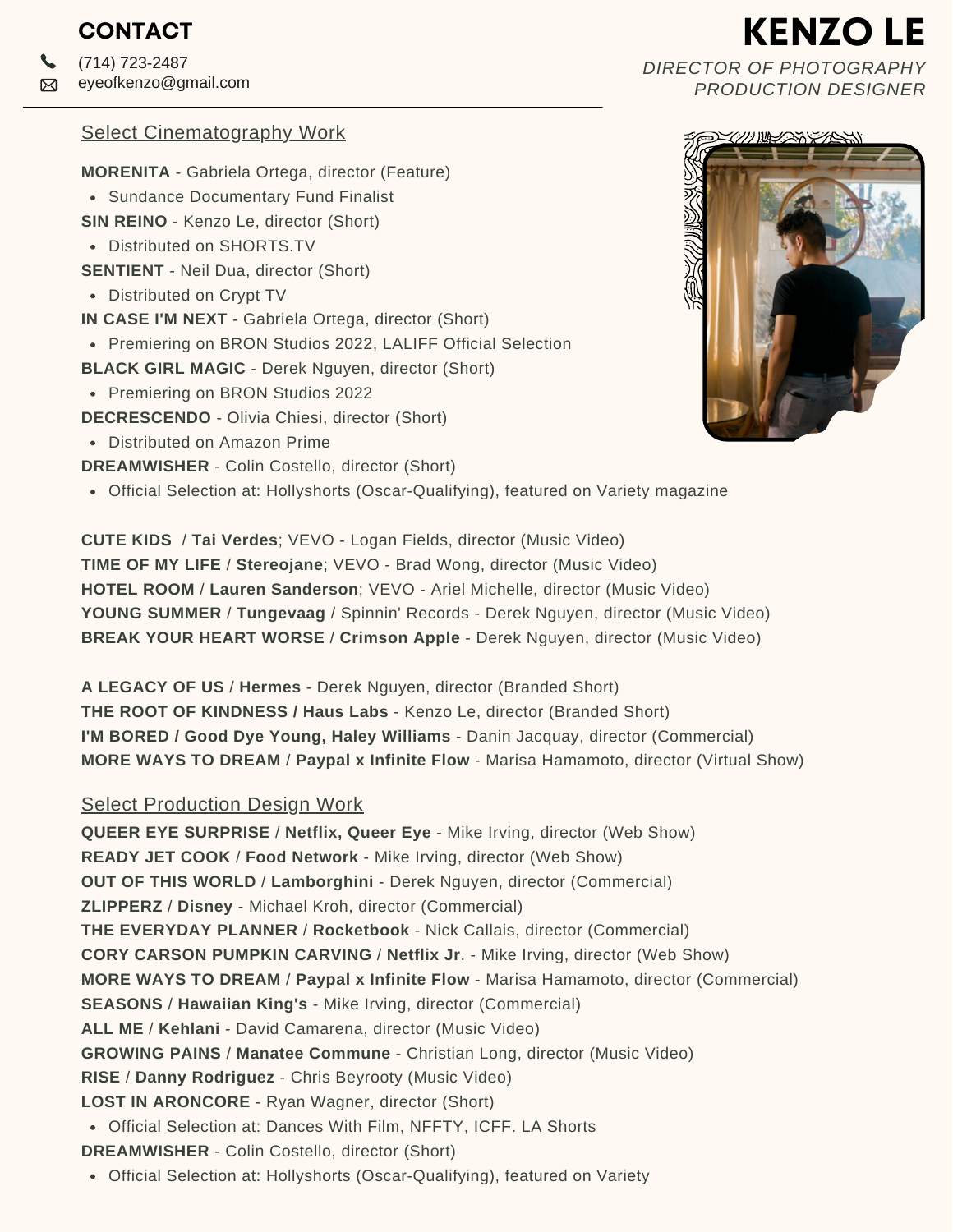# KENZO LE

*DIRECTOR OF PHOTOGRAPHY*
*PRODUCTION DESIGNER*

## CONTACT

(714) 723-2487
eyeofkenzo@gmail.com

## Select Cinematography Work

**MORENITA** - Gabriela Ortega, director (Feature)
- Sundance Documentary Fund Finalist

**SIN REINO** - Kenzo Le, director (Short)
- Distributed on SHORTS.TV

**SENTIENT** - Neil Dua, director (Short)
- Distributed on Crypt TV

**IN CASE I'M NEXT** - Gabriela Ortega, director (Short)
- Premiering on BRON Studios 2022, LALIFF Official Selection

**BLACK GIRL MAGIC** - Derek Nguyen, director (Short)
- Premiering on BRON Studios 2022

**DECRESCENDO** - Olivia Chiesi, director (Short)
- Distributed on Amazon Prime

**DREAMWISHER** - Colin Costello, director (Short)
- Official Selection at: Hollyshorts (Oscar-Qualifying), featured on Variety magazine

**CUTE KIDS** / **Tai Verdes**; VEVO - Logan Fields, director (Music Video)
**TIME OF MY LIFE** / **Stereojane**; VEVO - Brad Wong, director (Music Video)
**HOTEL ROOM** / **Lauren Sanderson**; VEVO - Ariel Michelle, director (Music Video)
**YOUNG SUMMER** / **Tungevaag** / Spinnin' Records - Derek Nguyen, director (Music Video)
**BREAK YOUR HEART WORSE** / **Crimson Apple** - Derek Nguyen, director (Music Video)

**A LEGACY OF US** / **Hermes** - Derek Nguyen, director (Branded Short)
**THE ROOT OF KINDNESS / Haus Labs** - Kenzo Le, director (Branded Short)
**I'M BORED / Good Dye Young, Haley Williams** - Danin Jacquay, director (Commercial)
**MORE WAYS TO DREAM** / **Paypal x Infinite Flow** - Marisa Hamamoto, director (Virtual Show)

## Select Production Design Work

**QUEER EYE SURPRISE** / **Netflix, Queer Eye** - Mike Irving, director (Web Show)
**READY JET COOK** / **Food Network** - Mike Irving, director (Web Show)
**OUT OF THIS WORLD** / **Lamborghini** - Derek Nguyen, director (Commercial)
**ZLIPPERZ** / **Disney** - Michael Kroh, director (Commercial)
**THE EVERYDAY PLANNER** / **Rocketbook** - Nick Callais, director (Commercial)
**CORY CARSON PUMPKIN CARVING** / **Netflix Jr**. - Mike Irving, director (Web Show)
**MORE WAYS TO DREAM** / **Paypal x Infinite Flow** - Marisa Hamamoto, director (Commercial)
**SEASONS** / **Hawaiian King's** - Mike Irving, director (Commercial)
**ALL ME** / **Kehlani** - David Camarena, director (Music Video)
**GROWING PAINS** / **Manatee Commune** - Christian Long, director (Music Video)
**RISE** / **Danny Rodriguez** - Chris Beyrooty (Music Video)
**LOST IN ARONCORE** - Ryan Wagner, director (Short)
- Official Selection at: Dances With Film, NFFTY, ICFF. LA Shorts

**DREAMWISHER** - Colin Costello, director (Short)
- Official Selection at: Hollyshorts (Oscar-Qualifying), featured on Variety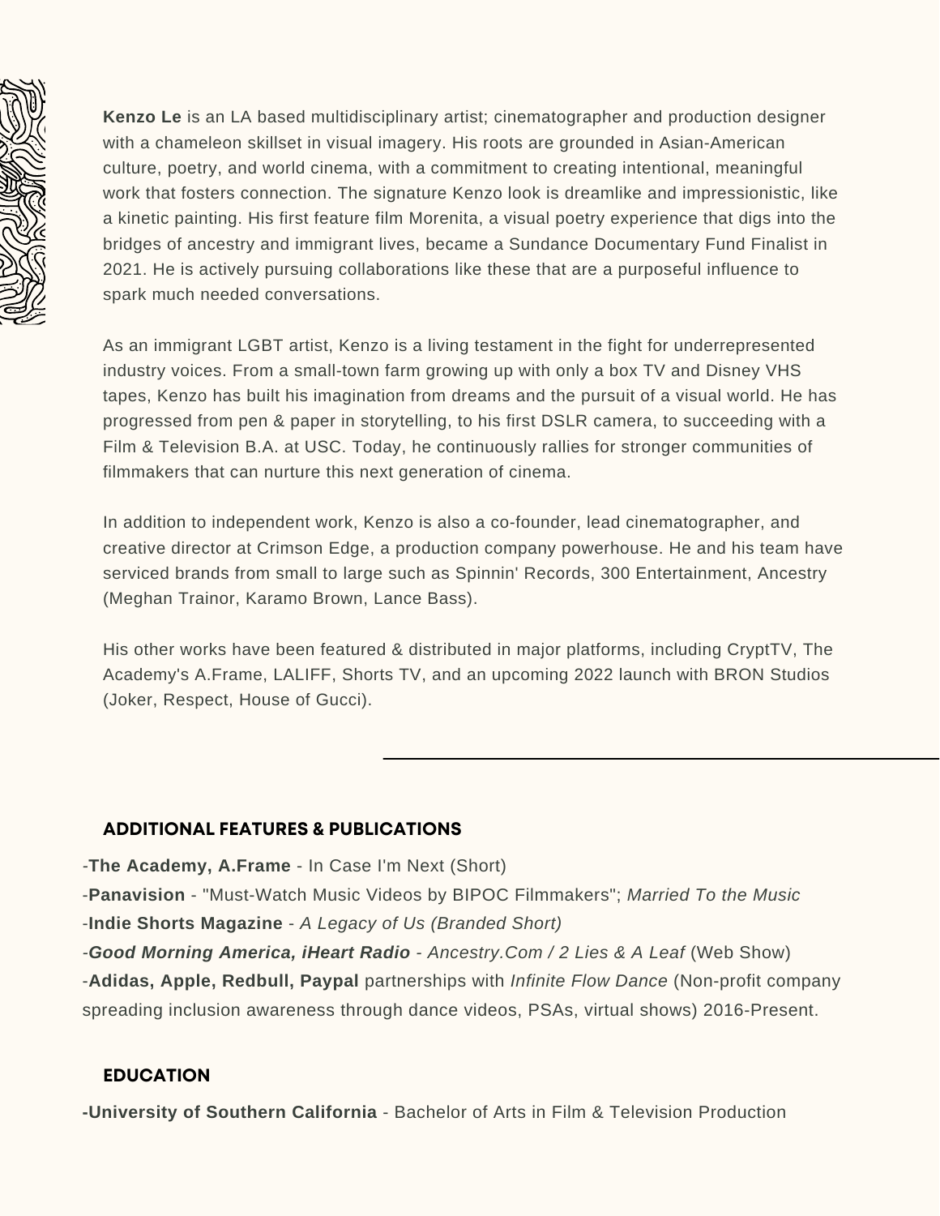**Kenzo Le** is an LA based multidisciplinary artist; cinematographer and production designer with a chameleon skillset in visual imagery. His roots are grounded in Asian-American culture, poetry, and world cinema, with a commitment to creating intentional, meaningful work that fosters connection. The signature Kenzo look is dreamlike and impressionistic, like a kinetic painting. His first feature film Morenita, a visual poetry experience that digs into the bridges of ancestry and immigrant lives, became a Sundance Documentary Fund Finalist in 2021. He is actively pursuing collaborations like these that are a purposeful influence to spark much needed conversations.

As an immigrant LGBT artist, Kenzo is a living testament in the fight for underrepresented industry voices. From a small-town farm growing up with only a box TV and Disney VHS tapes, Kenzo has built his imagination from dreams and the pursuit of a visual world. He has progressed from pen & paper in storytelling, to his first DSLR camera, to succeeding with a Film & Television B.A. at USC. Today, he continuously rallies for stronger communities of filmmakers that can nurture this next generation of cinema.

In addition to independent work, Kenzo is also a co-founder, lead cinematographer, and creative director at Crimson Edge, a production company powerhouse. He and his team have serviced brands from small to large such as Spinnin' Records, 300 Entertainment, Ancestry (Meghan Trainor, Karamo Brown, Lance Bass).

His other works have been featured & distributed in major platforms, including CryptTV, The Academy's A.Frame, LALIFF, Shorts TV, and an upcoming 2022 launch with BRON Studios (Joker, Respect, House of Gucci).

---

## ADDITIONAL FEATURES & PUBLICATIONS

-**The Academy, A.Frame** - In Case I'm Next (Short)
-**Panavision** - "Must-Watch Music Videos by BIPOC Filmmakers"; *Married To the Music*
-**Indie Shorts Magazine** - *A Legacy of Us (Branded Short)*
-***Good Morning America, iHeart Radio*** - *Ancestry.Com / 2 Lies & A Leaf* (Web Show)
-**Adidas, Apple, Redbull, Paypal** partnerships with *Infinite Flow Dance* (Non-profit company spreading inclusion awareness through dance videos, PSAs, virtual shows) 2016-Present.

## EDUCATION

**-University of Southern California** - Bachelor of Arts in Film & Television Production